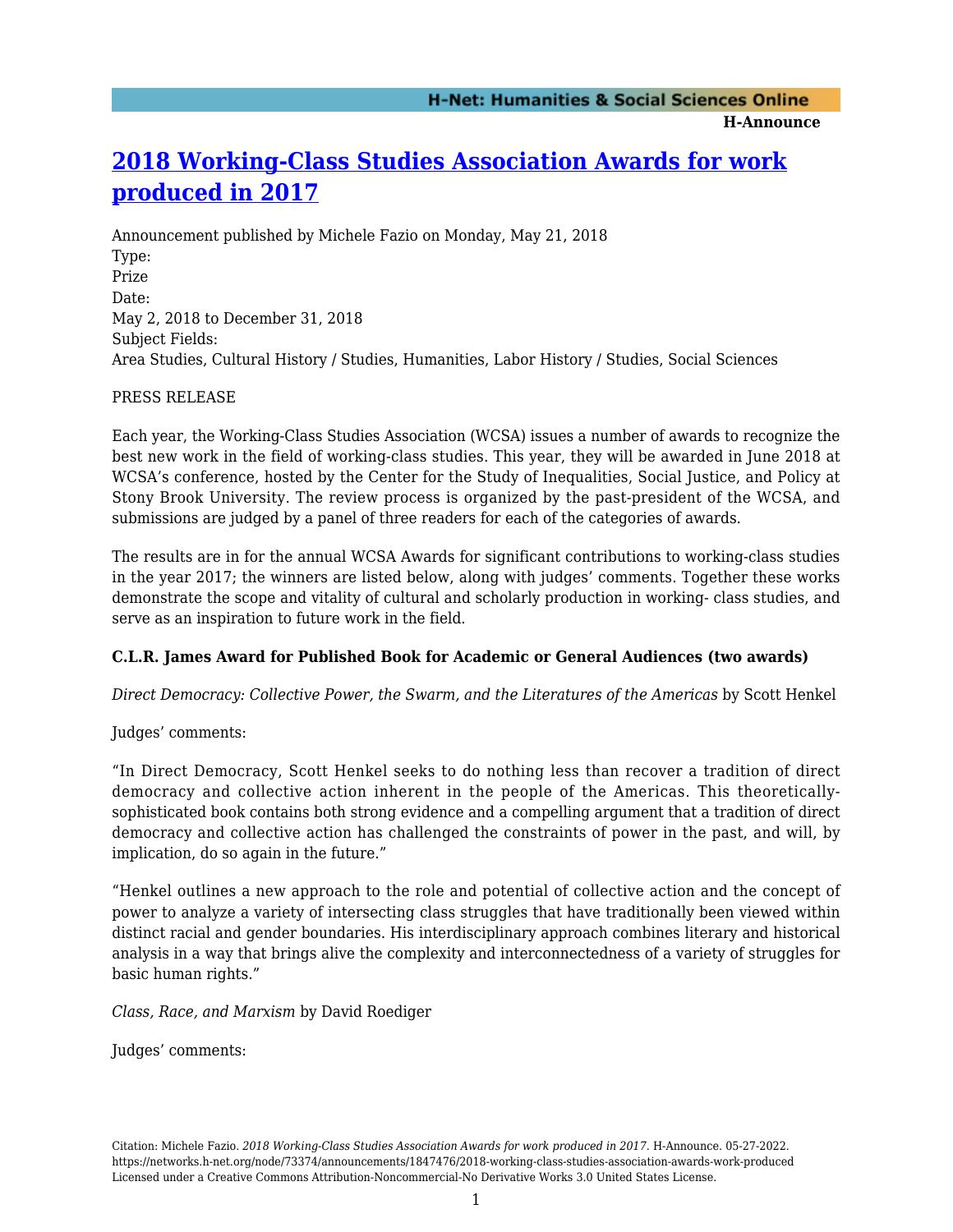# [2018 Working-Class Studies Association Awards for work produced in 2017](https://networks.h-net.org/node/73374/announcements/1847476/2018-working-class-studies-association-awards-work-produced)

Announcement published by Michele Fazio on Monday, May 21, 2018

Type:
Prize

Date:
May 2, 2018 to December 31, 2018

Subject Fields:
Area Studies, Cultural History / Studies, Humanities, Labor History / Studies, Social Sciences

PRESS RELEASE

Each year, the Working-Class Studies Association (WCSA) issues a number of awards to recognize the best new work in the field of working-class studies. This year, they will be awarded in June 2018 at WCSA's conference, hosted by the Center for the Study of Inequalities, Social Justice, and Policy at Stony Brook University. The review process is organized by the past-president of the WCSA, and submissions are judged by a panel of three readers for each of the categories of awards.

The results are in for the annual WCSA Awards for significant contributions to working-class studies in the year 2017; the winners are listed below, along with judges' comments. Together these works demonstrate the scope and vitality of cultural and scholarly production in working- class studies, and serve as an inspiration to future work in the field.

**C.L.R. James Award for Published Book for Academic or General Audiences (two awards)**

*Direct Democracy: Collective Power, the Swarm, and the Literatures of the Americas* by Scott Henkel

Judges' comments:

"In Direct Democracy, Scott Henkel seeks to do nothing less than recover a tradition of direct democracy and collective action inherent in the people of the Americas. This theoretically-sophisticated book contains both strong evidence and a compelling argument that a tradition of direct democracy and collective action has challenged the constraints of power in the past, and will, by implication, do so again in the future."

"Henkel outlines a new approach to the role and potential of collective action and the concept of power to analyze a variety of intersecting class struggles that have traditionally been viewed within distinct racial and gender boundaries. His interdisciplinary approach combines literary and historical analysis in a way that brings alive the complexity and interconnectedness of a variety of struggles for basic human rights."

*Class, Race, and Marxism* by David Roediger

Judges' comments: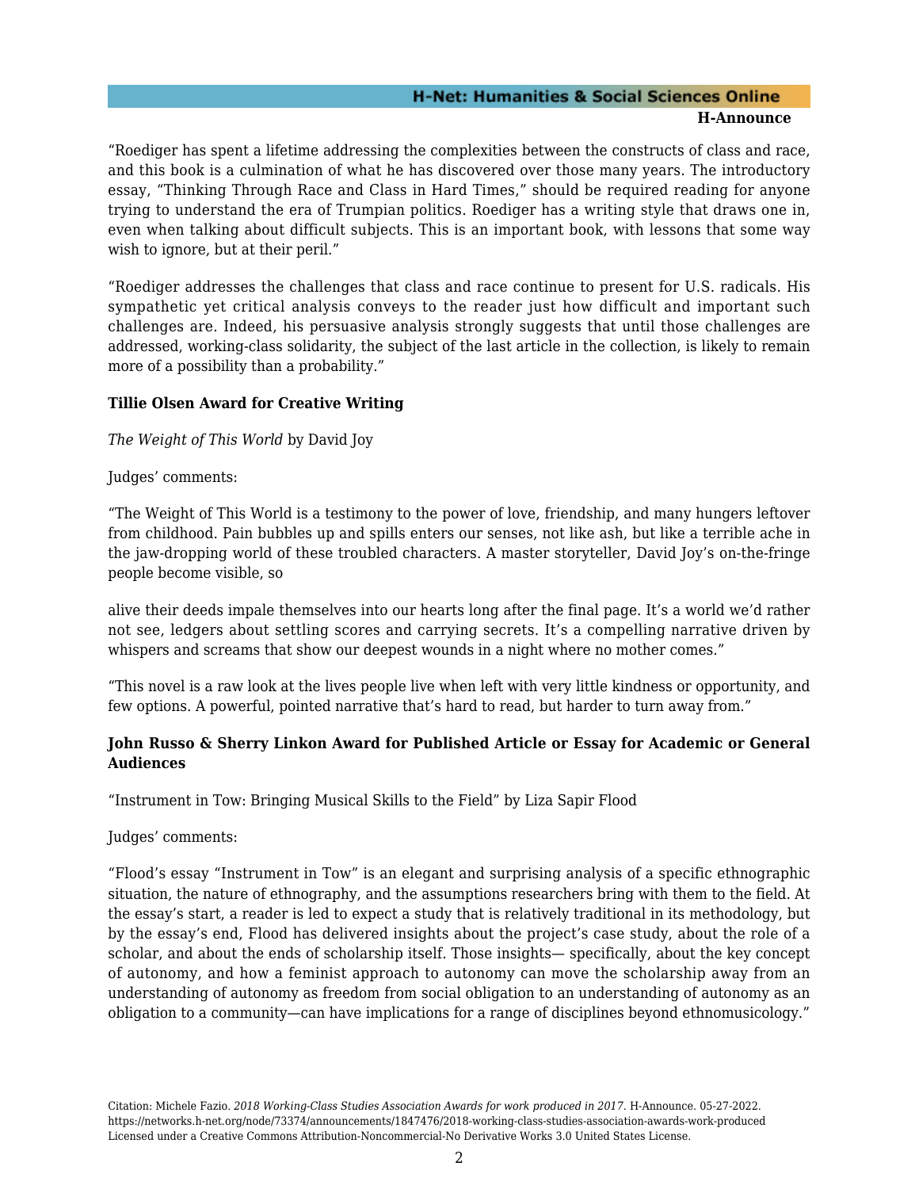"Roediger has spent a lifetime addressing the complexities between the constructs of class and race, and this book is a culmination of what he has discovered over those many years. The introductory essay, "Thinking Through Race and Class in Hard Times," should be required reading for anyone trying to understand the era of Trumpian politics. Roediger has a writing style that draws one in, even when talking about difficult subjects. This is an important book, with lessons that some way wish to ignore, but at their peril."

"Roediger addresses the challenges that class and race continue to present for U.S. radicals. His sympathetic yet critical analysis conveys to the reader just how difficult and important such challenges are. Indeed, his persuasive analysis strongly suggests that until those challenges are addressed, working-class solidarity, the subject of the last article in the collection, is likely to remain more of a possibility than a probability."

**Tillie Olsen Award for Creative Writing**

*The Weight of This World* by David Joy

Judges' comments:

"The Weight of This World is a testimony to the power of love, friendship, and many hungers leftover from childhood. Pain bubbles up and spills enters our senses, not like ash, but like a terrible ache in the jaw-dropping world of these troubled characters. A master storyteller, David Joy's on-the-fringe people become visible, so

alive their deeds impale themselves into our hearts long after the final page. It's a world we'd rather not see, ledgers about settling scores and carrying secrets. It's a compelling narrative driven by whispers and screams that show our deepest wounds in a night where no mother comes."

"This novel is a raw look at the lives people live when left with very little kindness or opportunity, and few options. A powerful, pointed narrative that's hard to read, but harder to turn away from."

**John Russo & Sherry Linkon Award for Published Article or Essay for Academic or General Audiences**

"Instrument in Tow: Bringing Musical Skills to the Field" by Liza Sapir Flood

Judges' comments:

"Flood's essay "Instrument in Tow" is an elegant and surprising analysis of a specific ethnographic situation, the nature of ethnography, and the assumptions researchers bring with them to the field. At the essay's start, a reader is led to expect a study that is relatively traditional in its methodology, but by the essay's end, Flood has delivered insights about the project's case study, about the role of a scholar, and about the ends of scholarship itself. Those insights— specifically, about the key concept of autonomy, and how a feminist approach to autonomy can move the scholarship away from an understanding of autonomy as freedom from social obligation to an understanding of autonomy as an obligation to a community—can have implications for a range of disciplines beyond ethnomusicology."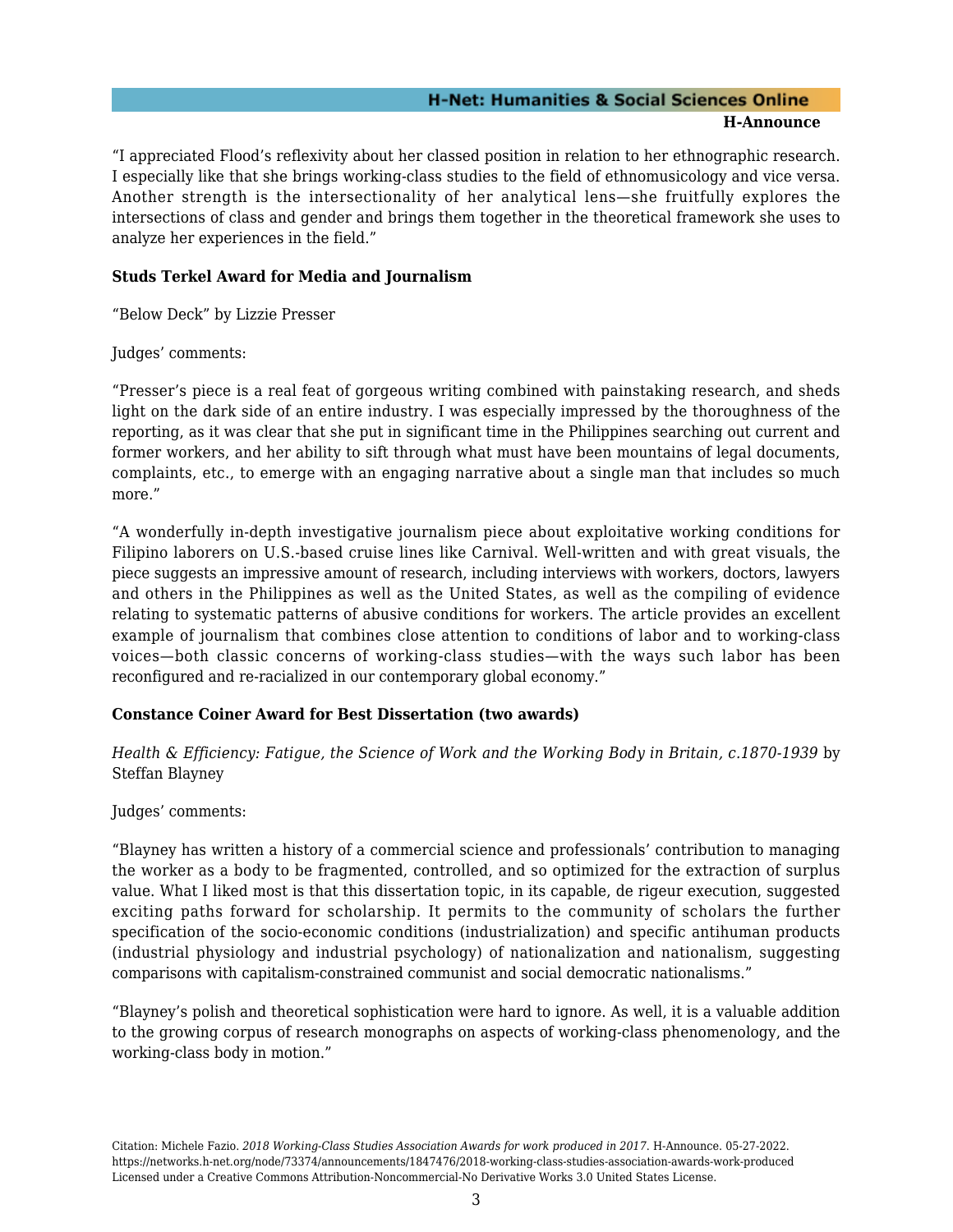“I appreciated Flood’s reflexivity about her classed position in relation to her ethnographic research. I especially like that she brings working-class studies to the field of ethnomusicology and vice versa. Another strength is the intersectionality of her analytical lens—she fruitfully explores the intersections of class and gender and brings them together in the theoretical framework she uses to analyze her experiences in the field.”

**Studs Terkel Award for Media and Journalism**

“Below Deck” by Lizzie Presser

Judges’ comments:

“Presser’s piece is a real feat of gorgeous writing combined with painstaking research, and sheds light on the dark side of an entire industry. I was especially impressed by the thoroughness of the reporting, as it was clear that she put in significant time in the Philippines searching out current and former workers, and her ability to sift through what must have been mountains of legal documents, complaints, etc., to emerge with an engaging narrative about a single man that includes so much more.”

“A wonderfully in-depth investigative journalism piece about exploitative working conditions for Filipino laborers on U.S.-based cruise lines like Carnival. Well-written and with great visuals, the piece suggests an impressive amount of research, including interviews with workers, doctors, lawyers and others in the Philippines as well as the United States, as well as the compiling of evidence relating to systematic patterns of abusive conditions for workers. The article provides an excellent example of journalism that combines close attention to conditions of labor and to working-class voices—both classic concerns of working-class studies—with the ways such labor has been reconfigured and re-racialized in our contemporary global economy.”

**Constance Coiner Award for Best Dissertation (two awards)**

*Health & Efficiency: Fatigue, the Science of Work and the Working Body in Britain, c.1870-1939* by Steffan Blayney

Judges’ comments:

“Blayney has written a history of a commercial science and professionals’ contribution to managing the worker as a body to be fragmented, controlled, and so optimized for the extraction of surplus value. What I liked most is that this dissertation topic, in its capable, de rigeur execution, suggested exciting paths forward for scholarship. It permits to the community of scholars the further specification of the socio-economic conditions (industrialization) and specific antihuman products (industrial physiology and industrial psychology) of nationalization and nationalism, suggesting comparisons with capitalism-constrained communist and social democratic nationalisms.”

“Blayney’s polish and theoretical sophistication were hard to ignore. As well, it is a valuable addition to the growing corpus of research monographs on aspects of working-class phenomenology, and the working-class body in motion.”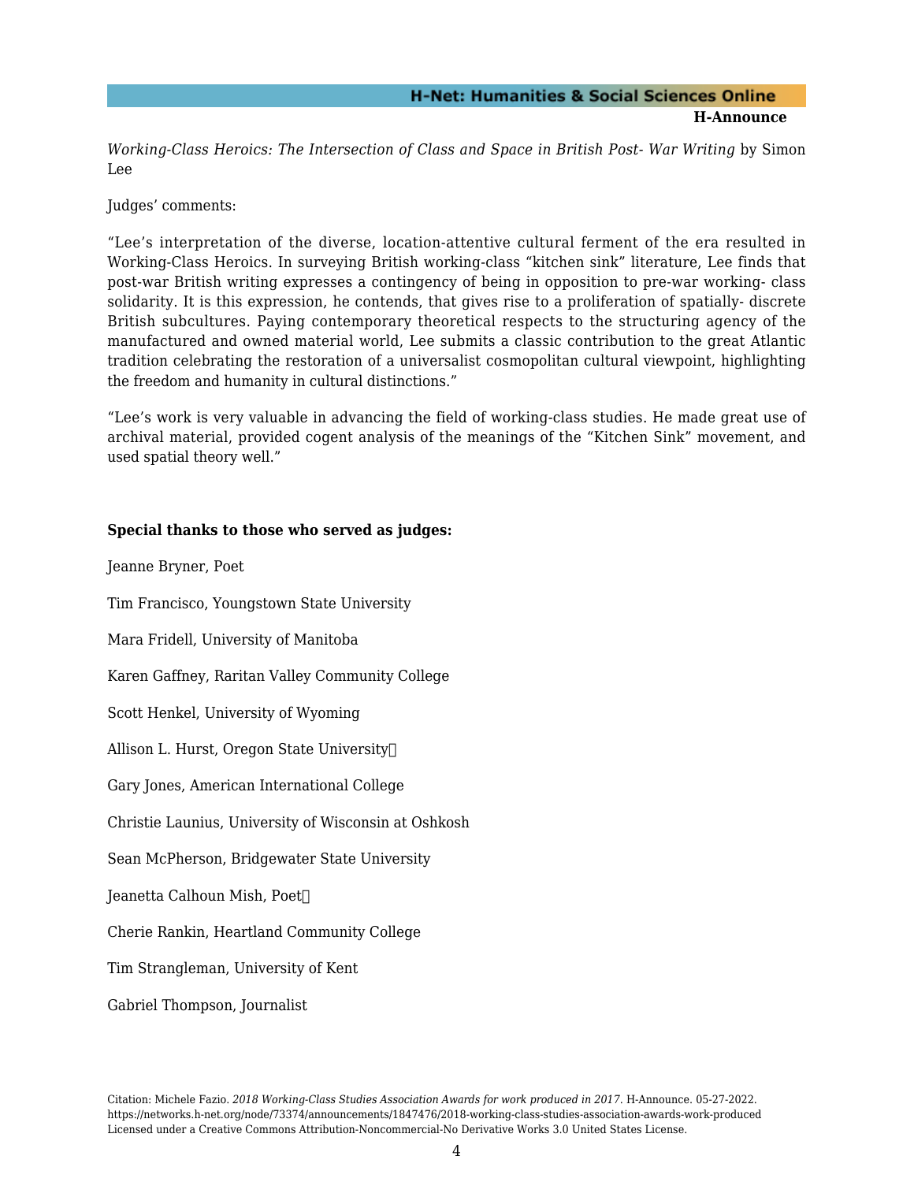*Working-Class Heroics: The Intersection of Class and Space in British Post- War Writing* by Simon Lee

Judges' comments:

"Lee's interpretation of the diverse, location-attentive cultural ferment of the era resulted in Working-Class Heroics. In surveying British working-class "kitchen sink" literature, Lee finds that post-war British writing expresses a contingency of being in opposition to pre-war working- class solidarity. It is this expression, he contends, that gives rise to a proliferation of spatially- discrete British subcultures. Paying contemporary theoretical respects to the structuring agency of the manufactured and owned material world, Lee submits a classic contribution to the great Atlantic tradition celebrating the restoration of a universalist cosmopolitan cultural viewpoint, highlighting the freedom and humanity in cultural distinctions."

"Lee's work is very valuable in advancing the field of working-class studies. He made great use of archival material, provided cogent analysis of the meanings of the "Kitchen Sink" movement, and used spatial theory well."

**Special thanks to those who served as judges:**

Jeanne Bryner, Poet

Tim Francisco, Youngstown State University

Mara Fridell, University of Manitoba

Karen Gaffney, Raritan Valley Community College

Scott Henkel, University of Wyoming

Allison L. Hurst, Oregon State University

Gary Jones, American International College

Christie Launius, University of Wisconsin at Oshkosh

Sean McPherson, Bridgewater State University

Jeanetta Calhoun Mish, Poet

Cherie Rankin, Heartland Community College

Tim Strangleman, University of Kent

Gabriel Thompson, Journalist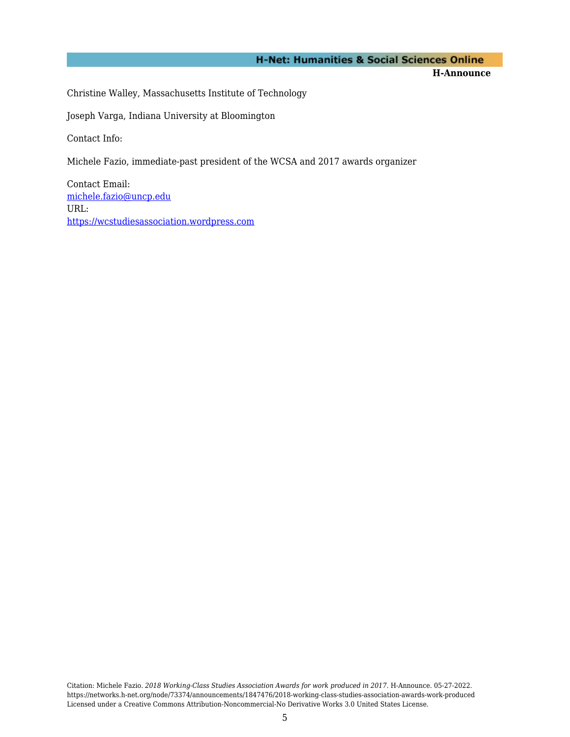Christine Walley, Massachusetts Institute of Technology

Joseph Varga, Indiana University at Bloomington

Contact Info:

Michele Fazio, immediate-past president of the WCSA and 2017 awards organizer

Contact Email:
michele.fazio@uncp.edu
URL:
https://wcstudiesassociation.wordpress.com